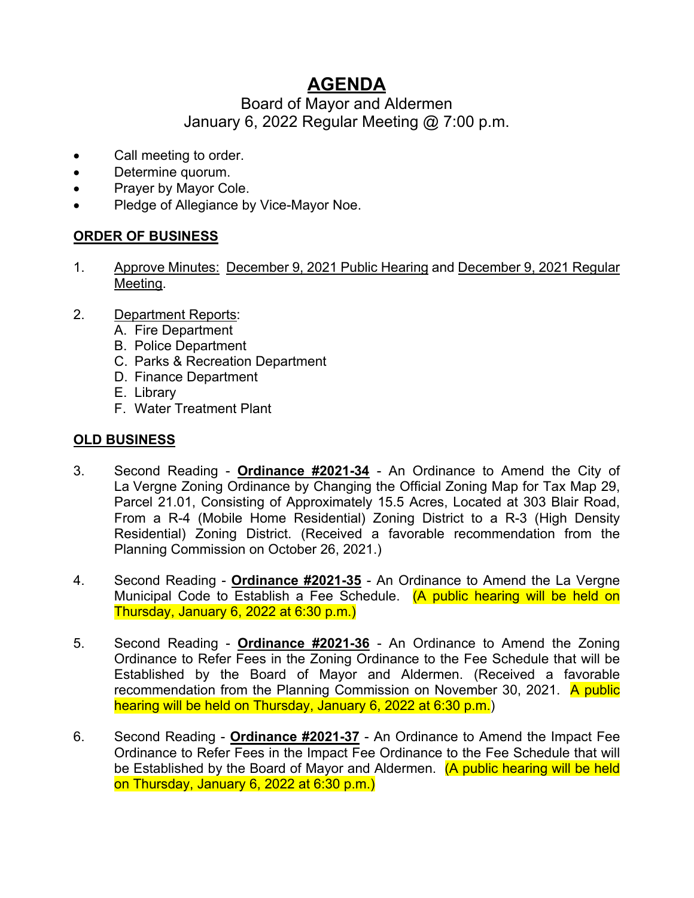# AGENDA

## Board of Mayor and Aldermen
## January 6, 2022 Regular Meeting @ 7:00 p.m.

- Call meeting to order.
- Determine quorum.
- Prayer by Mayor Cole.
- Pledge of Allegiance by Vice-Mayor Noe.

### ORDER OF BUSINESS

1. Approve Minutes: December 9, 2021 Public Hearing and December 9, 2021 Regular Meeting.

2. Department Reports:
   A. Fire Department
   B. Police Department
   C. Parks & Recreation Department
   D. Finance Department
   E. Library
   F. Water Treatment Plant

### OLD BUSINESS

3. Second Reading - **Ordinance #2021-34** - An Ordinance to Amend the City of La Vergne Zoning Ordinance by Changing the Official Zoning Map for Tax Map 29, Parcel 21.01, Consisting of Approximately 15.5 Acres, Located at 303 Blair Road, From a R-4 (Mobile Home Residential) Zoning District to a R-3 (High Density Residential) Zoning District. (Received a favorable recommendation from the Planning Commission on October 26, 2021.)

4. Second Reading - **Ordinance #2021-35** - An Ordinance to Amend the La Vergne Municipal Code to Establish a Fee Schedule. (A public hearing will be held on Thursday, January 6, 2022 at 6:30 p.m.)

5. Second Reading - **Ordinance #2021-36** - An Ordinance to Amend the Zoning Ordinance to Refer Fees in the Zoning Ordinance to the Fee Schedule that will be Established by the Board of Mayor and Aldermen. (Received a favorable recommendation from the Planning Commission on November 30, 2021. A public hearing will be held on Thursday, January 6, 2022 at 6:30 p.m.)

6. Second Reading - **Ordinance #2021-37** - An Ordinance to Amend the Impact Fee Ordinance to Refer Fees in the Impact Fee Ordinance to the Fee Schedule that will be Established by the Board of Mayor and Aldermen. (A public hearing will be held on Thursday, January 6, 2022 at 6:30 p.m.)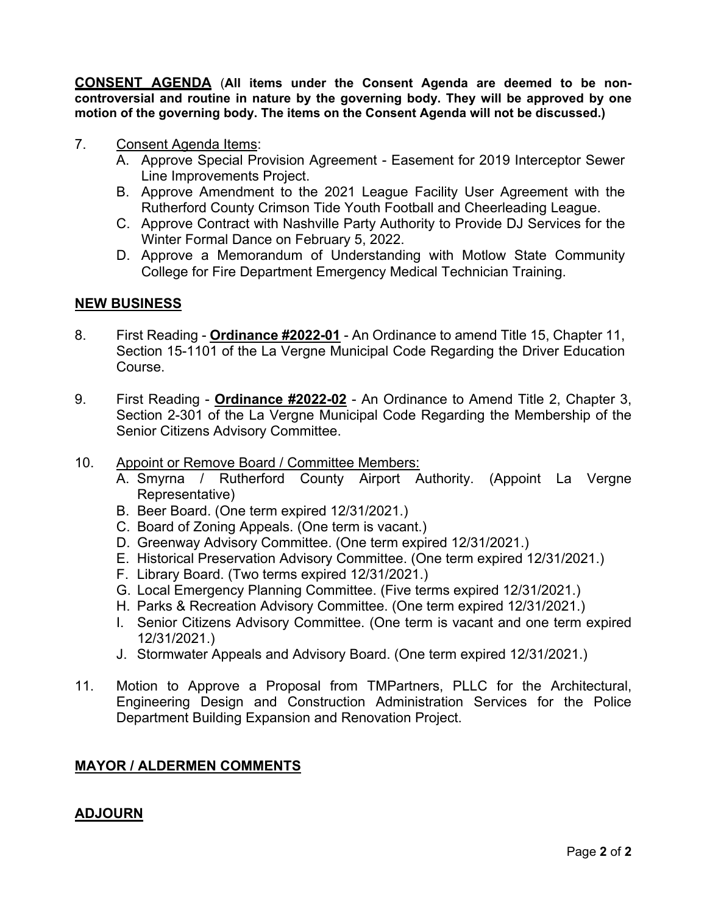**CONSENT AGENDA** (**All items under the Consent Agenda are deemed to be non-controversial and routine in nature by the governing body. They will be approved by one motion of the governing body. The items on the Consent Agenda will not be discussed.)**

7. Consent Agenda Items:
   A. Approve Special Provision Agreement - Easement for 2019 Interceptor Sewer Line Improvements Project.
   B. Approve Amendment to the 2021 League Facility User Agreement with the Rutherford County Crimson Tide Youth Football and Cheerleading League.
   C. Approve Contract with Nashville Party Authority to Provide DJ Services for the Winter Formal Dance on February 5, 2022.
   D. Approve a Memorandum of Understanding with Motlow State Community College for Fire Department Emergency Medical Technician Training.

**NEW BUSINESS**

8. First Reading - **Ordinance #2022-01** - An Ordinance to amend Title 15, Chapter 11, Section 15-1101 of the La Vergne Municipal Code Regarding the Driver Education Course.

9. First Reading - **Ordinance #2022-02** - An Ordinance to Amend Title 2, Chapter 3, Section 2-301 of the La Vergne Municipal Code Regarding the Membership of the Senior Citizens Advisory Committee.

10. Appoint or Remove Board / Committee Members:
    A. Smyrna / Rutherford County Airport Authority. (Appoint La Vergne Representative)
    B. Beer Board. (One term expired 12/31/2021.)
    C. Board of Zoning Appeals. (One term is vacant.)
    D. Greenway Advisory Committee. (One term expired 12/31/2021.)
    E. Historical Preservation Advisory Committee. (One term expired 12/31/2021.)
    F. Library Board. (Two terms expired 12/31/2021.)
    G. Local Emergency Planning Committee. (Five terms expired 12/31/2021.)
    H. Parks & Recreation Advisory Committee. (One term expired 12/31/2021.)
    I. Senior Citizens Advisory Committee. (One term is vacant and one term expired 12/31/2021.)
    J. Stormwater Appeals and Advisory Board. (One term expired 12/31/2021.)

11. Motion to Approve a Proposal from TMPartners, PLLC for the Architectural, Engineering Design and Construction Administration Services for the Police Department Building Expansion and Renovation Project.

**MAYOR / ALDERMEN COMMENTS**

**ADJOURN**